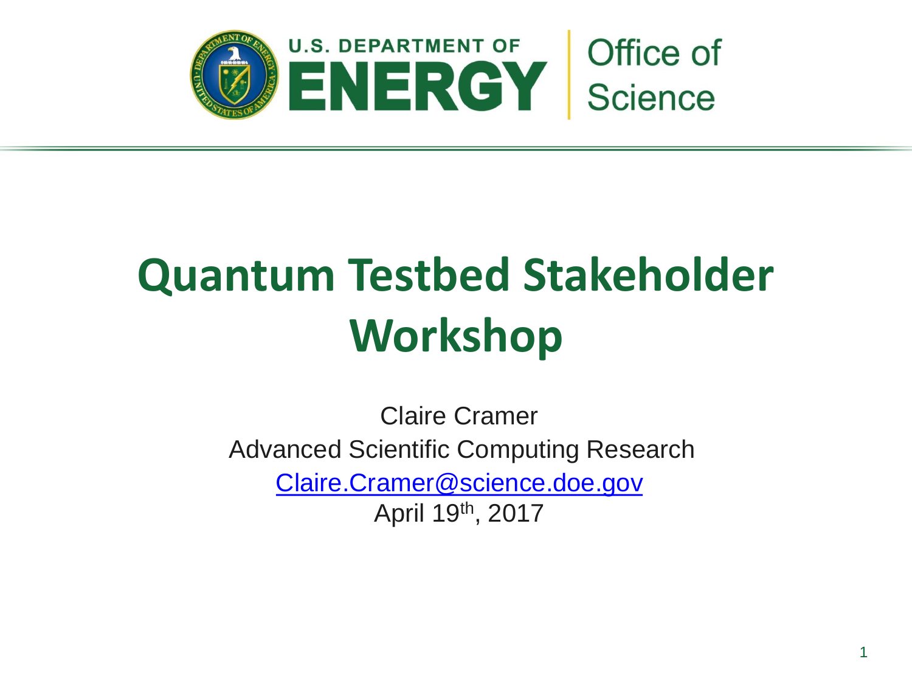U.S. DEPARTMENT OF ENERGY | Office of Science

# Quantum Testbed Stakeholder Workshop

Claire Cramer

Advanced Scientific Computing Research

Claire.Cramer@science.doe.gov

April 19th, 2017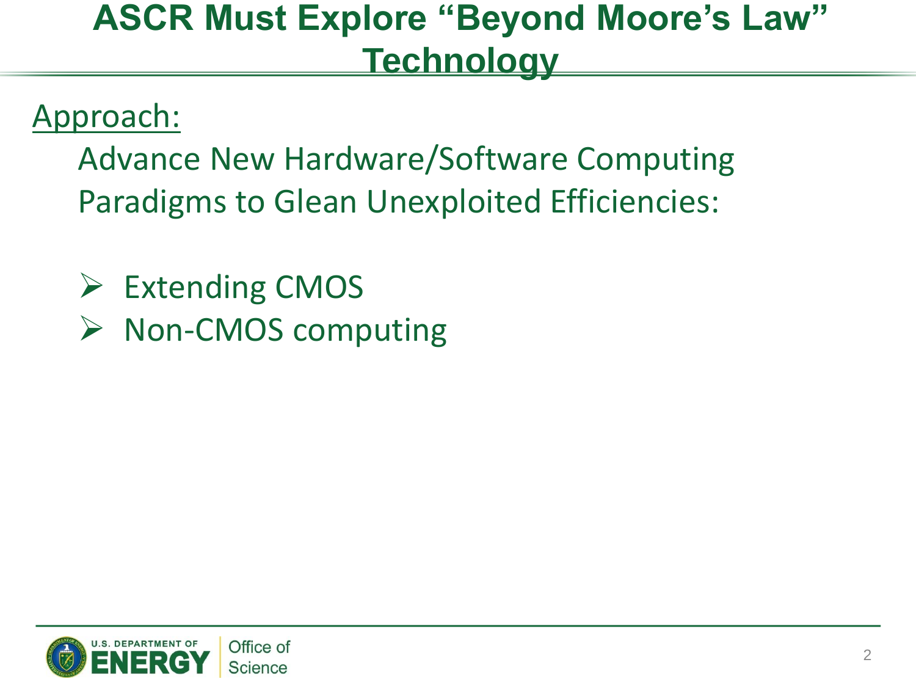# ASCR Must Explore "Beyond Moore's Law" Technology

Approach:

Advance New Hardware/Software Computing Paradigms to Glean Unexploited Efficiencies:

- Extending CMOS
- Non-CMOS computing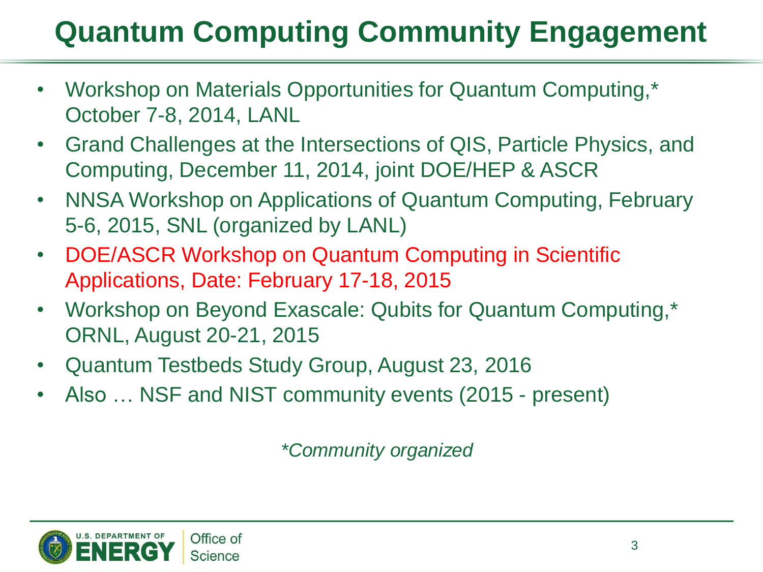# Quantum Computing Community Engagement

- Workshop on Materials Opportunities for Quantum Computing,* October 7-8, 2014, LANL
- Grand Challenges at the Intersections of QIS, Particle Physics, and Computing, December 11, 2014, joint DOE/HEP & ASCR
- NNSA Workshop on Applications of Quantum Computing, February 5-6, 2015, SNL (organized by LANL)
- DOE/ASCR Workshop on Quantum Computing in Scientific Applications, Date: February 17-18, 2015
- Workshop on Beyond Exascale: Qubits for Quantum Computing,* ORNL, August 20-21, 2015
- Quantum Testbeds Study Group, August 23, 2016
- Also … NSF and NIST community events (2015 - present)

*\*Community organized*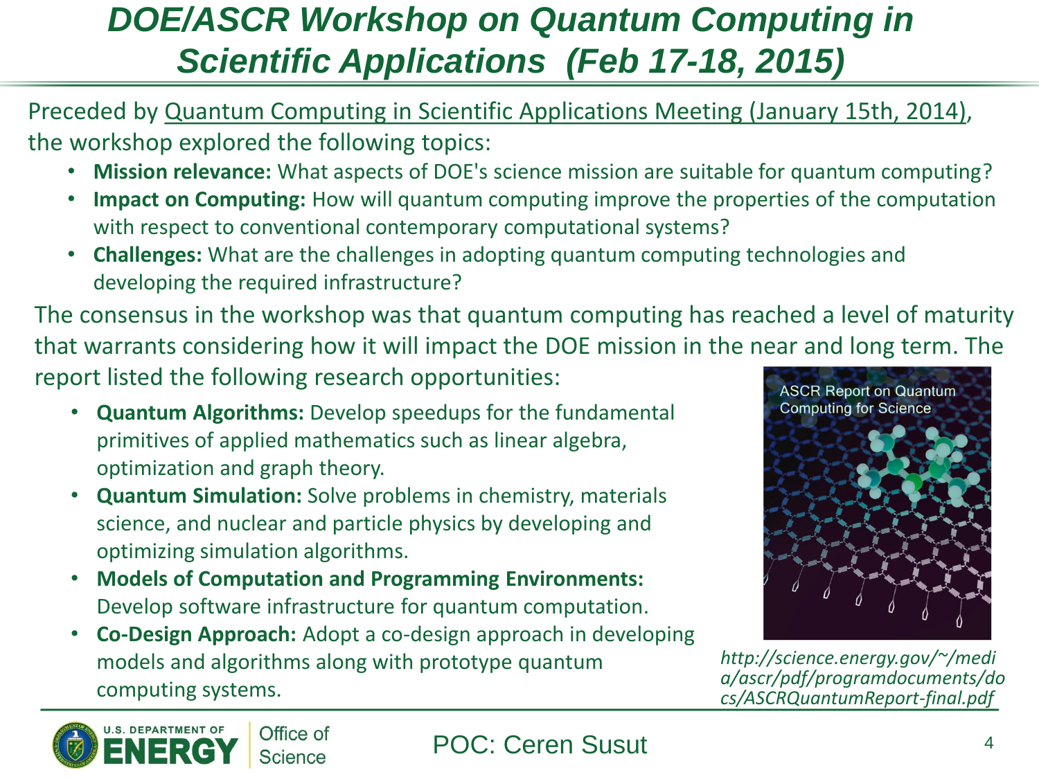# DOE/ASCR Workshop on Quantum Computing in Scientific Applications (Feb 17-18, 2015)

Preceded by Quantum Computing in Scientific Applications Meeting (January 15th, 2014), the workshop explored the following topics:

- **Mission relevance:** What aspects of DOE's science mission are suitable for quantum computing?
- **Impact on Computing:** How will quantum computing improve the properties of the computation with respect to conventional contemporary computational systems?
- **Challenges:** What are the challenges in adopting quantum computing technologies and developing the required infrastructure?

The consensus in the workshop was that quantum computing has reached a level of maturity that warrants considering how it will impact the DOE mission in the near and long term. The report listed the following research opportunities:

- **Quantum Algorithms:** Develop speedups for the fundamental primitives of applied mathematics such as linear algebra, optimization and graph theory.
- **Quantum Simulation:** Solve problems in chemistry, materials science, and nuclear and particle physics by developing and optimizing simulation algorithms.
- **Models of Computation and Programming Environments:** Develop software infrastructure for quantum computation.
- **Co-Design Approach:** Adopt a co-design approach in developing models and algorithms along with prototype quantum computing systems.

ASCR Report on Quantum Computing for Science

*http://science.energy.gov/~/media/ascr/pdf/programdocuments/docs/ASCRQuantumReport-final.pdf*

POC: Ceren Susut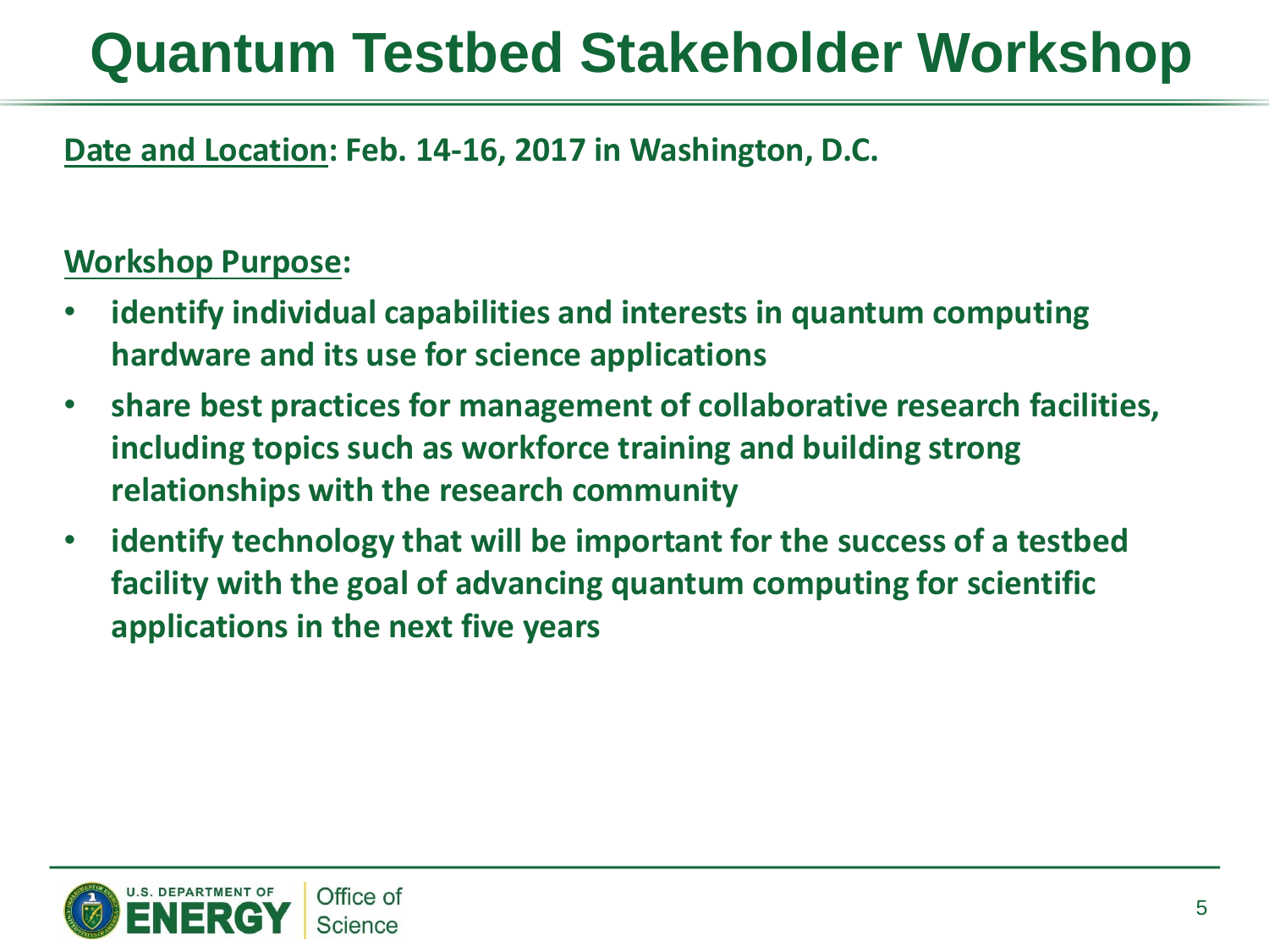# Quantum Testbed Stakeholder Workshop

**Date and Location: Feb. 14-16, 2017 in Washington, D.C.**

**Workshop Purpose:**

- **identify individual capabilities and interests in quantum computing hardware and its use for science applications**
- **share best practices for management of collaborative research facilities, including topics such as workforce training and building strong relationships with the research community**
- **identify technology that will be important for the success of a testbed facility with the goal of advancing quantum computing for scientific applications in the next five years**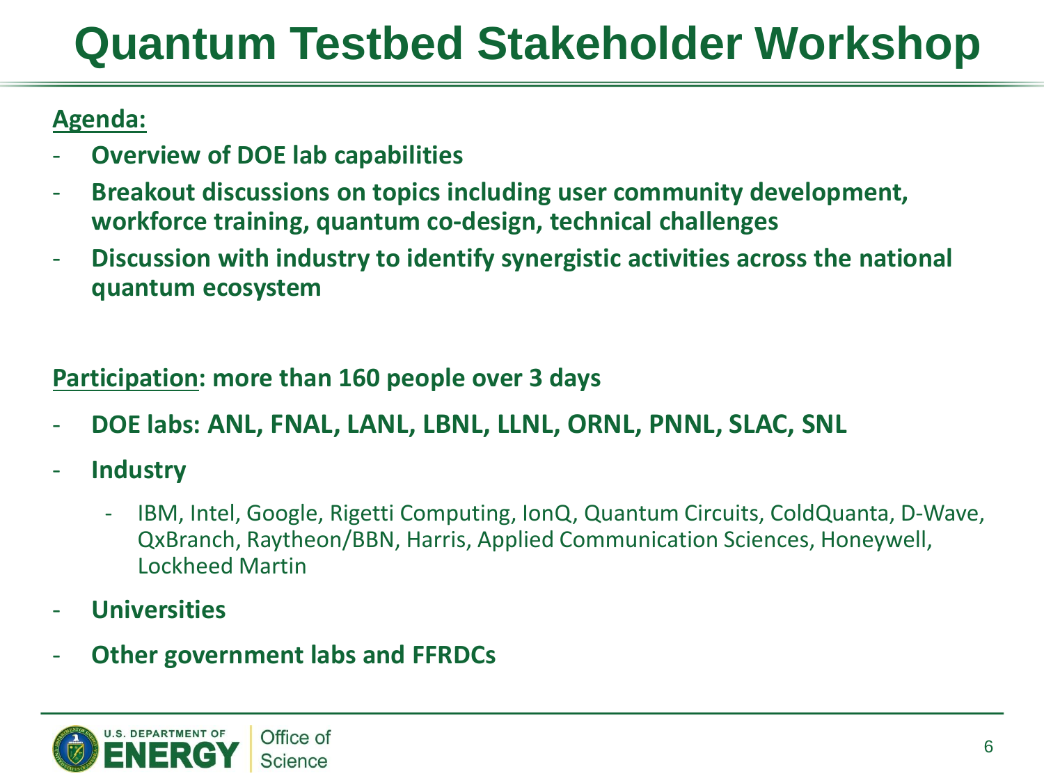# Quantum Testbed Stakeholder Workshop

**Agenda:**

- **Overview of DOE lab capabilities**
- **Breakout discussions on topics including user community development, workforce training, quantum co-design, technical challenges**
- **Discussion with industry to identify synergistic activities across the national quantum ecosystem**

**Participation: more than 160 people over 3 days**

- **DOE labs: ANL, FNAL, LANL, LBNL, LLNL, ORNL, PNNL, SLAC, SNL**
- **Industry**
  - IBM, Intel, Google, Rigetti Computing, IonQ, Quantum Circuits, ColdQuanta, D-Wave, QxBranch, Raytheon/BBN, Harris, Applied Communication Sciences, Honeywell, Lockheed Martin
- **Universities**
- **Other government labs and FFRDCs**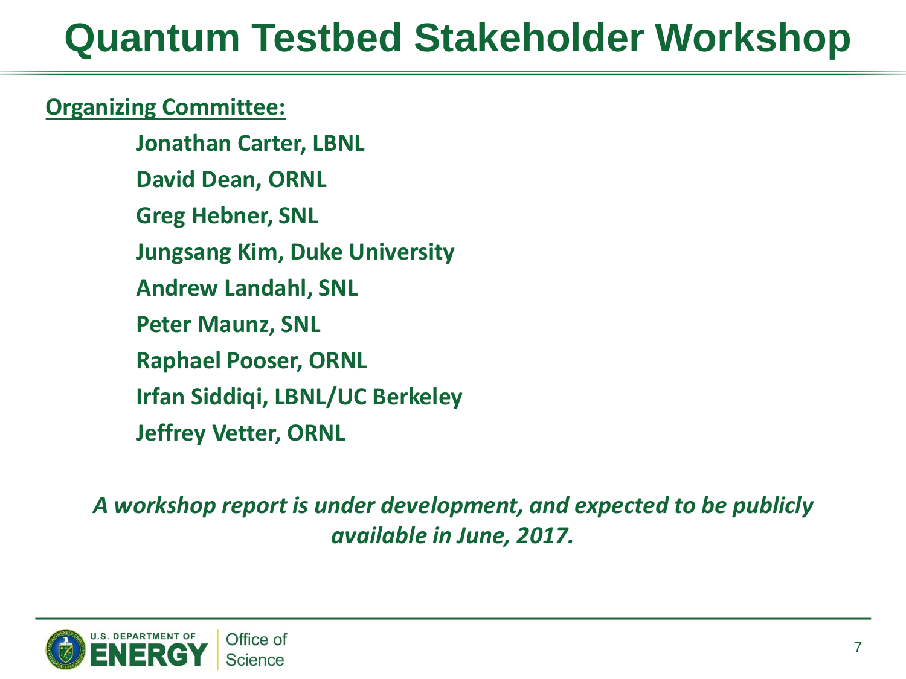# Quantum Testbed Stakeholder Workshop

**Organizing Committee:**

**Jonathan Carter, LBNL**
**David Dean, ORNL**
**Greg Hebner, SNL**
**Jungsang Kim, Duke University**
**Andrew Landahl, SNL**
**Peter Maunz, SNL**
**Raphael Pooser, ORNL**
**Irfan Siddiqi, LBNL/UC Berkeley**
**Jeffrey Vetter, ORNL**

***A workshop report is under development, and expected to be publicly available in June, 2017.***

U.S. DEPARTMENT OF ENERGY | Office of Science